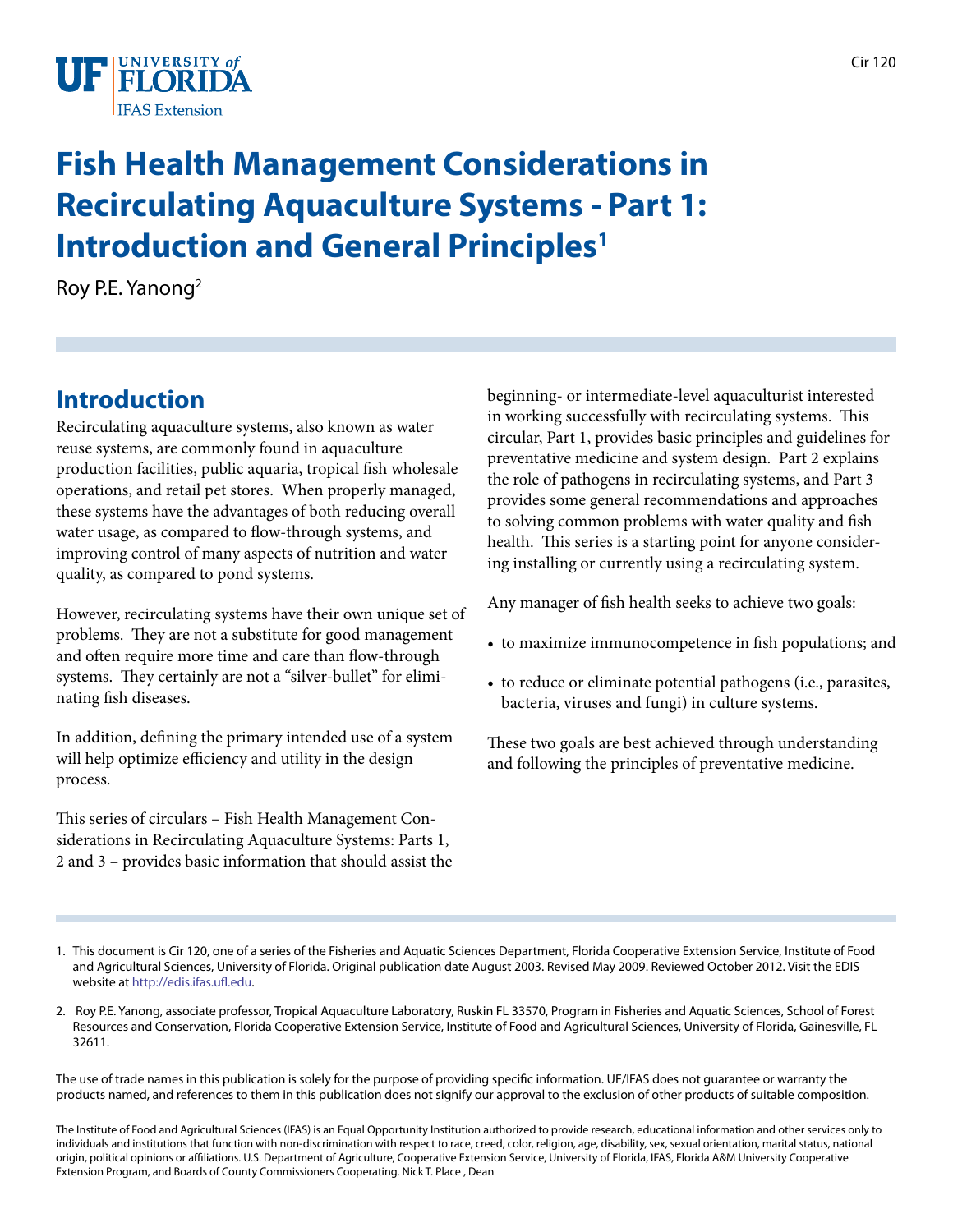# Fish Health Management Considerations in Recirculating Aquaculture Systems - Part 1: Introduction and General Principles[1]

Roy P.E. Yanong[2]

## Introduction

Recirculating aquaculture systems, also known as water reuse systems, are commonly found in aquaculture production facilities, public aquaria, tropical fish wholesale operations, and retail pet stores. When properly managed, these systems have the advantages of both reducing overall water usage, as compared to flow-through systems, and improving control of many aspects of nutrition and water quality, as compared to pond systems.

However, recirculating systems have their own unique set of problems. They are not a substitute for good management and often require more time and care than flow-through systems. They certainly are not a "silver-bullet" for eliminating fish diseases.

In addition, defining the primary intended use of a system will help optimize efficiency and utility in the design process.

This series of circulars – Fish Health Management Considerations in Recirculating Aquaculture Systems: Parts 1, 2 and 3 – provides basic information that should assist the beginning- or intermediate-level aquaculturist interested in working successfully with recirculating systems. This circular, Part 1, provides basic principles and guidelines for preventative medicine and system design. Part 2 explains the role of pathogens in recirculating systems, and Part 3 provides some general recommendations and approaches to solving common problems with water quality and fish health. This series is a starting point for anyone considering installing or currently using a recirculating system.

Any manager of fish health seeks to achieve two goals:

- to maximize immunocompetence in fish populations; and
- to reduce or eliminate potential pathogens (i.e., parasites, bacteria, viruses and fungi) in culture systems.

These two goals are best achieved through understanding and following the principles of preventative medicine.

1. This document is Cir 120, one of a series of the Fisheries and Aquatic Sciences Department, Florida Cooperative Extension Service, Institute of Food and Agricultural Sciences, University of Florida. Original publication date August 2003. Revised May 2009. Reviewed October 2012. Visit the EDIS website at http://edis.ifas.ufl.edu.

2. Roy P.E. Yanong, associate professor, Tropical Aquaculture Laboratory, Ruskin FL 33570, Program in Fisheries and Aquatic Sciences, School of Forest Resources and Conservation, Florida Cooperative Extension Service, Institute of Food and Agricultural Sciences, University of Florida, Gainesville, FL 32611.

The use of trade names in this publication is solely for the purpose of providing specific information. UF/IFAS does not guarantee or warranty the products named, and references to them in this publication does not signify our approval to the exclusion of other products of suitable composition.

The Institute of Food and Agricultural Sciences (IFAS) is an Equal Opportunity Institution authorized to provide research, educational information and other services only to individuals and institutions that function with non-discrimination with respect to race, creed, color, religion, age, disability, sex, sexual orientation, marital status, national origin, political opinions or affiliations. U.S. Department of Agriculture, Cooperative Extension Service, University of Florida, IFAS, Florida A&M University Cooperative Extension Program, and Boards of County Commissioners Cooperating. Nick T. Place , Dean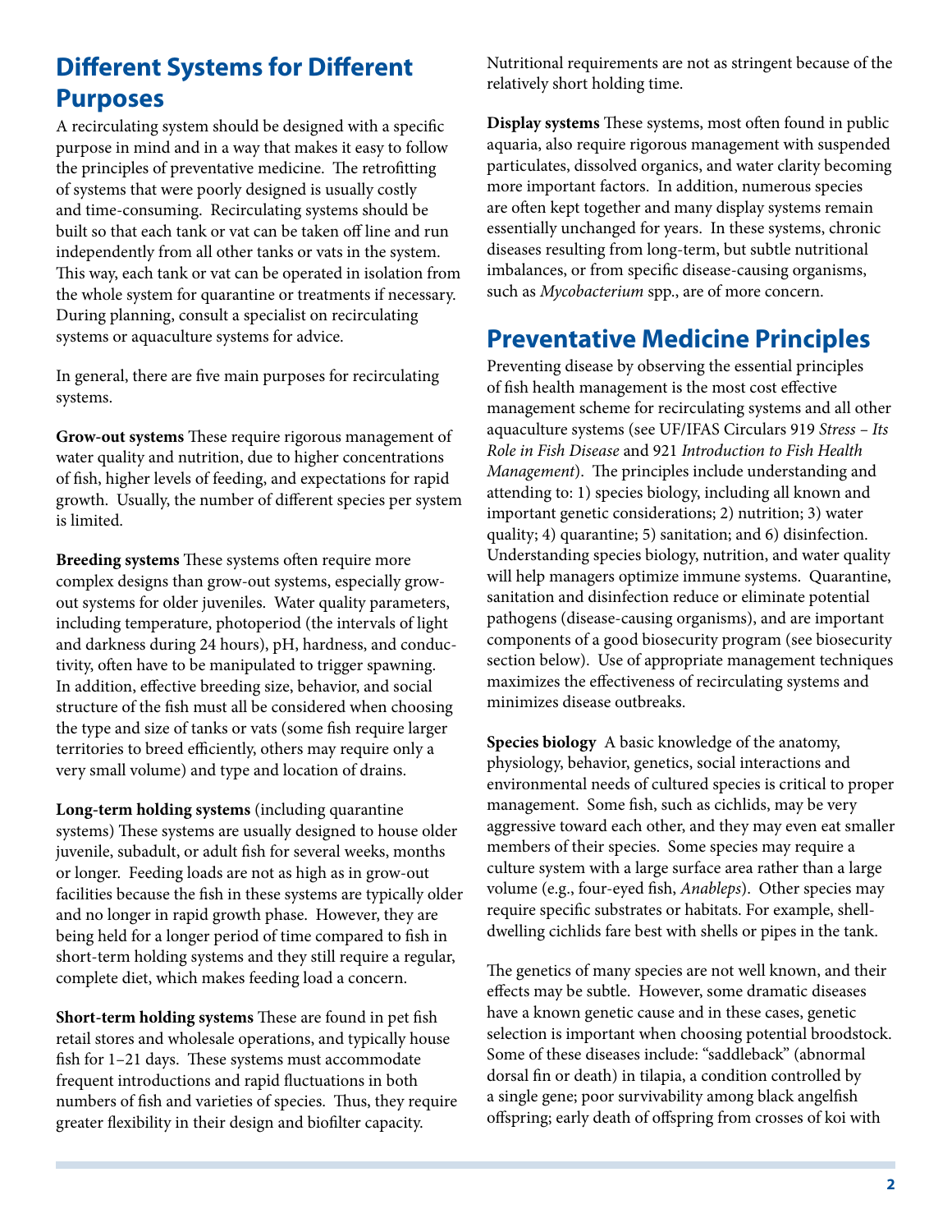## Different Systems for Different Purposes

A recirculating system should be designed with a specific purpose in mind and in a way that makes it easy to follow the principles of preventative medicine. The retrofitting of systems that were poorly designed is usually costly and time-consuming. Recirculating systems should be built so that each tank or vat can be taken off line and run independently from all other tanks or vats in the system. This way, each tank or vat can be operated in isolation from the whole system for quarantine or treatments if necessary. During planning, consult a specialist on recirculating systems or aquaculture systems for advice.

In general, there are five main purposes for recirculating systems.

**Grow-out systems** These require rigorous management of water quality and nutrition, due to higher concentrations of fish, higher levels of feeding, and expectations for rapid growth. Usually, the number of different species per system is limited.

**Breeding systems** These systems often require more complex designs than grow-out systems, especially grow-out systems for older juveniles. Water quality parameters, including temperature, photoperiod (the intervals of light and darkness during 24 hours), pH, hardness, and conductivity, often have to be manipulated to trigger spawning. In addition, effective breeding size, behavior, and social structure of the fish must all be considered when choosing the type and size of tanks or vats (some fish require larger territories to breed efficiently, others may require only a very small volume) and type and location of drains.

**Long-term holding systems** (including quarantine systems) These systems are usually designed to house older juvenile, subadult, or adult fish for several weeks, months or longer. Feeding loads are not as high as in grow-out facilities because the fish in these systems are typically older and no longer in rapid growth phase. However, they are being held for a longer period of time compared to fish in short-term holding systems and they still require a regular, complete diet, which makes feeding load a concern.

**Short-term holding systems** These are found in pet fish retail stores and wholesale operations, and typically house fish for 1–21 days. These systems must accommodate frequent introductions and rapid fluctuations in both numbers of fish and varieties of species. Thus, they require greater flexibility in their design and biofilter capacity. Nutritional requirements are not as stringent because of the relatively short holding time.

**Display systems** These systems, most often found in public aquaria, also require rigorous management with suspended particulates, dissolved organics, and water clarity becoming more important factors. In addition, numerous species are often kept together and many display systems remain essentially unchanged for years. In these systems, chronic diseases resulting from long-term, but subtle nutritional imbalances, or from specific disease-causing organisms, such as *Mycobacterium* spp., are of more concern.

## Preventative Medicine Principles

Preventing disease by observing the essential principles of fish health management is the most cost effective management scheme for recirculating systems and all other aquaculture systems (see UF/IFAS Circulars 919 *Stress – Its Role in Fish Disease* and 921 *Introduction to Fish Health Management*). The principles include understanding and attending to: 1) species biology, including all known and important genetic considerations; 2) nutrition; 3) water quality; 4) quarantine; 5) sanitation; and 6) disinfection. Understanding species biology, nutrition, and water quality will help managers optimize immune systems. Quarantine, sanitation and disinfection reduce or eliminate potential pathogens (disease-causing organisms), and are important components of a good biosecurity program (see biosecurity section below). Use of appropriate management techniques maximizes the effectiveness of recirculating systems and minimizes disease outbreaks.

**Species biology** A basic knowledge of the anatomy, physiology, behavior, genetics, social interactions and environmental needs of cultured species is critical to proper management. Some fish, such as cichlids, may be very aggressive toward each other, and they may even eat smaller members of their species. Some species may require a culture system with a large surface area rather than a large volume (e.g., four-eyed fish, *Anableps*). Other species may require specific substrates or habitats. For example, shell-dwelling cichlids fare best with shells or pipes in the tank.

The genetics of many species are not well known, and their effects may be subtle. However, some dramatic diseases have a known genetic cause and in these cases, genetic selection is important when choosing potential broodstock. Some of these diseases include: "saddleback" (abnormal dorsal fin or death) in tilapia, a condition controlled by a single gene; poor survivability among black angelfish offspring; early death of offspring from crosses of koi with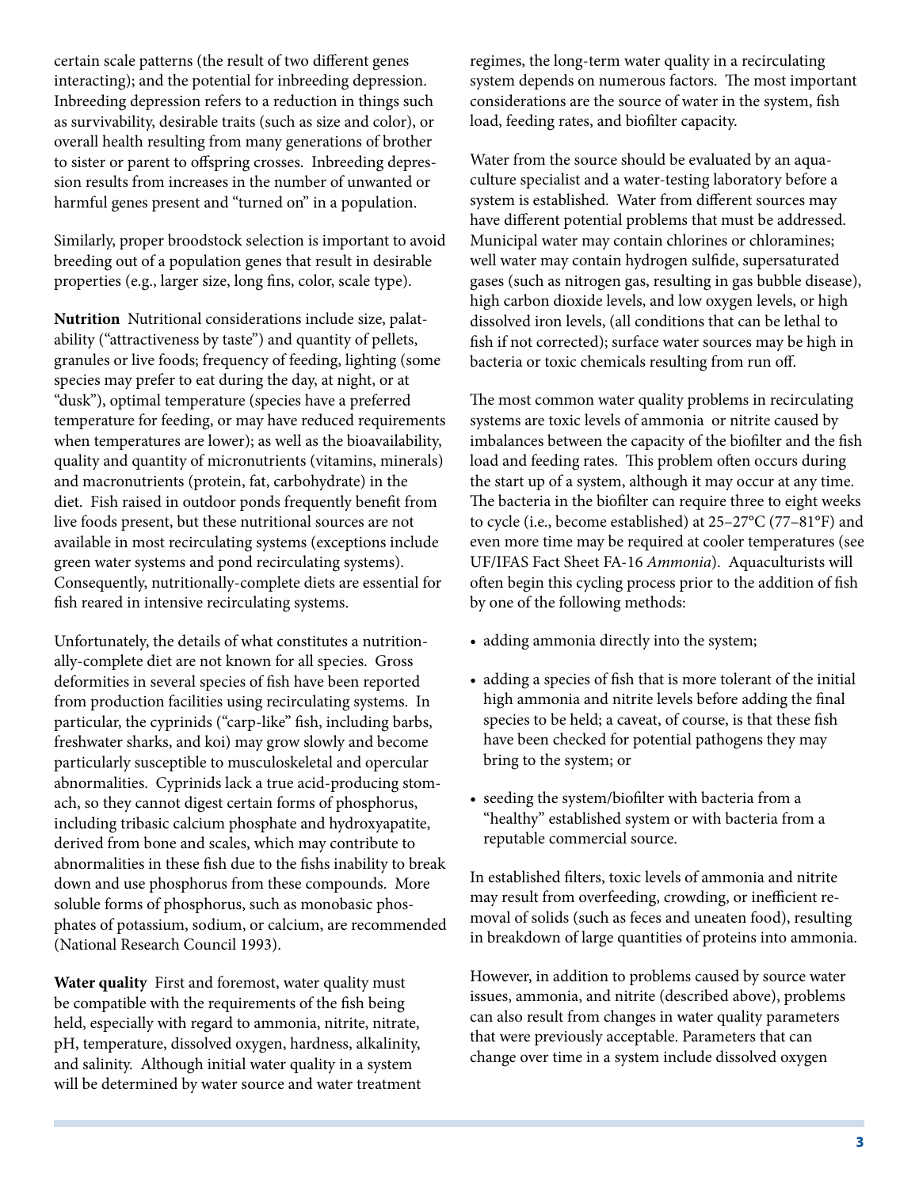certain scale patterns (the result of two different genes interacting); and the potential for inbreeding depression. Inbreeding depression refers to a reduction in things such as survivability, desirable traits (such as size and color), or overall health resulting from many generations of brother to sister or parent to offspring crosses. Inbreeding depression results from increases in the number of unwanted or harmful genes present and "turned on" in a population.

Similarly, proper broodstock selection is important to avoid breeding out of a population genes that result in desirable properties (e.g., larger size, long fins, color, scale type).

**Nutrition** Nutritional considerations include size, palatability ("attractiveness by taste") and quantity of pellets, granules or live foods; frequency of feeding, lighting (some species may prefer to eat during the day, at night, or at "dusk"), optimal temperature (species have a preferred temperature for feeding, or may have reduced requirements when temperatures are lower); as well as the bioavailability, quality and quantity of micronutrients (vitamins, minerals) and macronutrients (protein, fat, carbohydrate) in the diet. Fish raised in outdoor ponds frequently benefit from live foods present, but these nutritional sources are not available in most recirculating systems (exceptions include green water systems and pond recirculating systems). Consequently, nutritionally-complete diets are essential for fish reared in intensive recirculating systems.

Unfortunately, the details of what constitutes a nutritionally-complete diet are not known for all species. Gross deformities in several species of fish have been reported from production facilities using recirculating systems. In particular, the cyprinids ("carp-like" fish, including barbs, freshwater sharks, and koi) may grow slowly and become particularly susceptible to musculoskeletal and opercular abnormalities. Cyprinids lack a true acid-producing stomach, so they cannot digest certain forms of phosphorus, including tribasic calcium phosphate and hydroxyapatite, derived from bone and scales, which may contribute to abnormalities in these fish due to the fishs inability to break down and use phosphorus from these compounds. More soluble forms of phosphorus, such as monobasic phosphates of potassium, sodium, or calcium, are recommended (National Research Council 1993).

**Water quality** First and foremost, water quality must be compatible with the requirements of the fish being held, especially with regard to ammonia, nitrite, nitrate, pH, temperature, dissolved oxygen, hardness, alkalinity, and salinity. Although initial water quality in a system will be determined by water source and water treatment regimes, the long-term water quality in a recirculating system depends on numerous factors. The most important considerations are the source of water in the system, fish load, feeding rates, and biofilter capacity.

Water from the source should be evaluated by an aquaculture specialist and a water-testing laboratory before a system is established. Water from different sources may have different potential problems that must be addressed. Municipal water may contain chlorines or chloramines; well water may contain hydrogen sulfide, supersaturated gases (such as nitrogen gas, resulting in gas bubble disease), high carbon dioxide levels, and low oxygen levels, or high dissolved iron levels, (all conditions that can be lethal to fish if not corrected); surface water sources may be high in bacteria or toxic chemicals resulting from run off.

The most common water quality problems in recirculating systems are toxic levels of ammonia or nitrite caused by imbalances between the capacity of the biofilter and the fish load and feeding rates. This problem often occurs during the start up of a system, although it may occur at any time. The bacteria in the biofilter can require three to eight weeks to cycle (i.e., become established) at 25–27°C (77–81°F) and even more time may be required at cooler temperatures (see UF/IFAS Fact Sheet FA-16 *Ammonia*). Aquaculturists will often begin this cycling process prior to the addition of fish by one of the following methods:

- adding ammonia directly into the system;
- adding a species of fish that is more tolerant of the initial high ammonia and nitrite levels before adding the final species to be held; a caveat, of course, is that these fish have been checked for potential pathogens they may bring to the system; or
- seeding the system/biofilter with bacteria from a "healthy" established system or with bacteria from a reputable commercial source.

In established filters, toxic levels of ammonia and nitrite may result from overfeeding, crowding, or inefficient removal of solids (such as feces and uneaten food), resulting in breakdown of large quantities of proteins into ammonia.

However, in addition to problems caused by source water issues, ammonia, and nitrite (described above), problems can also result from changes in water quality parameters that were previously acceptable. Parameters that can change over time in a system include dissolved oxygen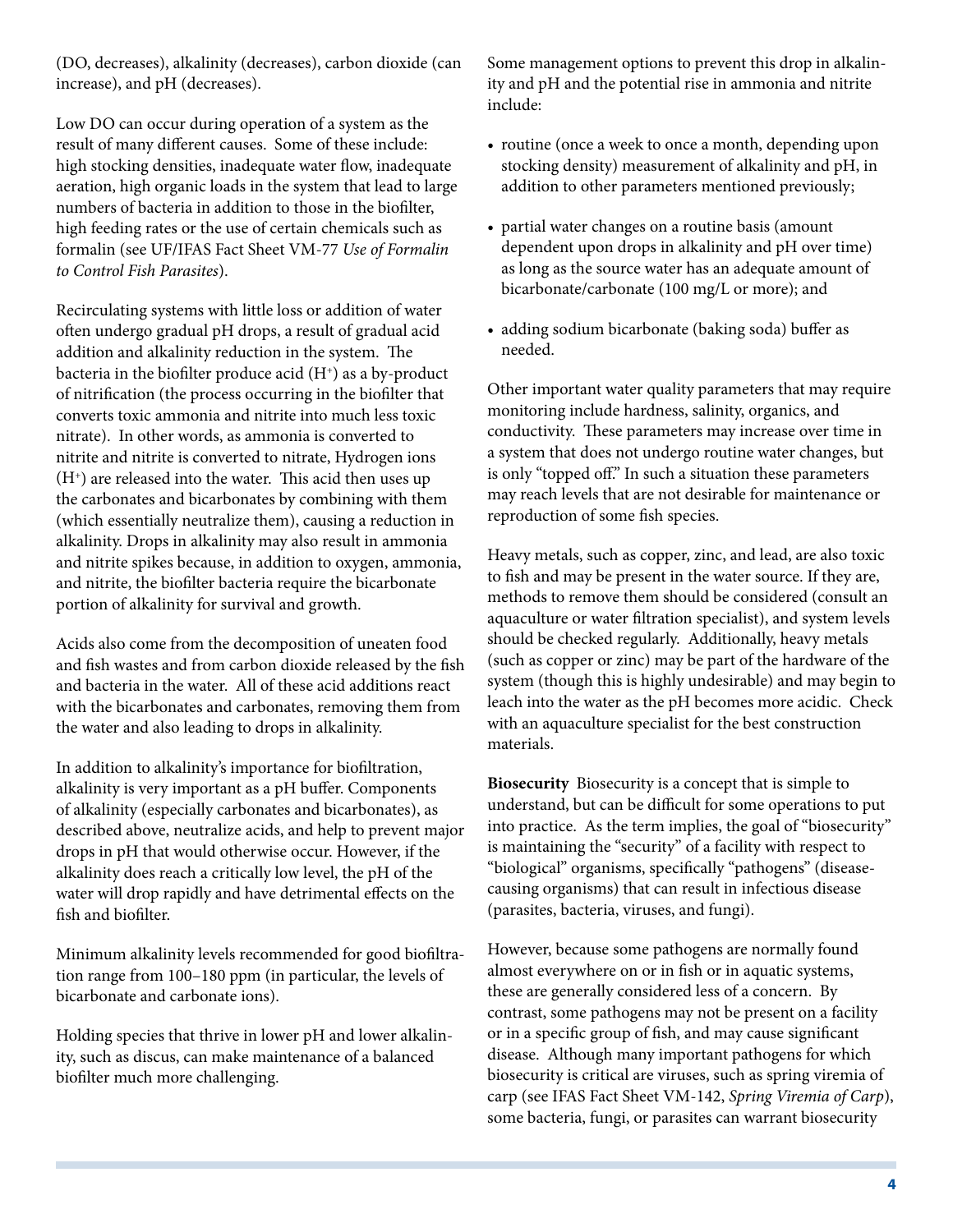(DO, decreases), alkalinity (decreases), carbon dioxide (can increase), and pH (decreases).

Low DO can occur during operation of a system as the result of many different causes. Some of these include: high stocking densities, inadequate water flow, inadequate aeration, high organic loads in the system that lead to large numbers of bacteria in addition to those in the biofilter, high feeding rates or the use of certain chemicals such as formalin (see UF/IFAS Fact Sheet VM-77 *Use of Formalin to Control Fish Parasites*).

Recirculating systems with little loss or addition of water often undergo gradual pH drops, a result of gradual acid addition and alkalinity reduction in the system. The bacteria in the biofilter produce acid ($H^+$) as a by-product of nitrification (the process occurring in the biofilter that converts toxic ammonia and nitrite into much less toxic nitrate). In other words, as ammonia is converted to nitrite and nitrite is converted to nitrate, Hydrogen ions ($H^+$) are released into the water. This acid then uses up the carbonates and bicarbonates by combining with them (which essentially neutralize them), causing a reduction in alkalinity. Drops in alkalinity may also result in ammonia and nitrite spikes because, in addition to oxygen, ammonia, and nitrite, the biofilter bacteria require the bicarbonate portion of alkalinity for survival and growth.

Acids also come from the decomposition of uneaten food and fish wastes and from carbon dioxide released by the fish and bacteria in the water. All of these acid additions react with the bicarbonates and carbonates, removing them from the water and also leading to drops in alkalinity.

In addition to alkalinity's importance for biofiltration, alkalinity is very important as a pH buffer. Components of alkalinity (especially carbonates and bicarbonates), as described above, neutralize acids, and help to prevent major drops in pH that would otherwise occur. However, if the alkalinity does reach a critically low level, the pH of the water will drop rapidly and have detrimental effects on the fish and biofilter.

Minimum alkalinity levels recommended for good biofiltration range from 100–180 ppm (in particular, the levels of bicarbonate and carbonate ions).

Holding species that thrive in lower pH and lower alkalinity, such as discus, can make maintenance of a balanced biofilter much more challenging.

Some management options to prevent this drop in alkalinity and pH and the potential rise in ammonia and nitrite include:

- routine (once a week to once a month, depending upon stocking density) measurement of alkalinity and pH, in addition to other parameters mentioned previously;
- partial water changes on a routine basis (amount dependent upon drops in alkalinity and pH over time) as long as the source water has an adequate amount of bicarbonate/carbonate (100 mg/L or more); and
- adding sodium bicarbonate (baking soda) buffer as needed.

Other important water quality parameters that may require monitoring include hardness, salinity, organics, and conductivity. These parameters may increase over time in a system that does not undergo routine water changes, but is only "topped off." In such a situation these parameters may reach levels that are not desirable for maintenance or reproduction of some fish species.

Heavy metals, such as copper, zinc, and lead, are also toxic to fish and may be present in the water source. If they are, methods to remove them should be considered (consult an aquaculture or water filtration specialist), and system levels should be checked regularly. Additionally, heavy metals (such as copper or zinc) may be part of the hardware of the system (though this is highly undesirable) and may begin to leach into the water as the pH becomes more acidic. Check with an aquaculture specialist for the best construction materials.

**Biosecurity** Biosecurity is a concept that is simple to understand, but can be difficult for some operations to put into practice. As the term implies, the goal of "biosecurity" is maintaining the "security" of a facility with respect to "biological" organisms, specifically "pathogens" (disease-causing organisms) that can result in infectious disease (parasites, bacteria, viruses, and fungi).

However, because some pathogens are normally found almost everywhere on or in fish or in aquatic systems, these are generally considered less of a concern. By contrast, some pathogens may not be present on a facility or in a specific group of fish, and may cause significant disease. Although many important pathogens for which biosecurity is critical are viruses, such as spring viremia of carp (see IFAS Fact Sheet VM-142, *Spring Viremia of Carp*), some bacteria, fungi, or parasites can warrant biosecurity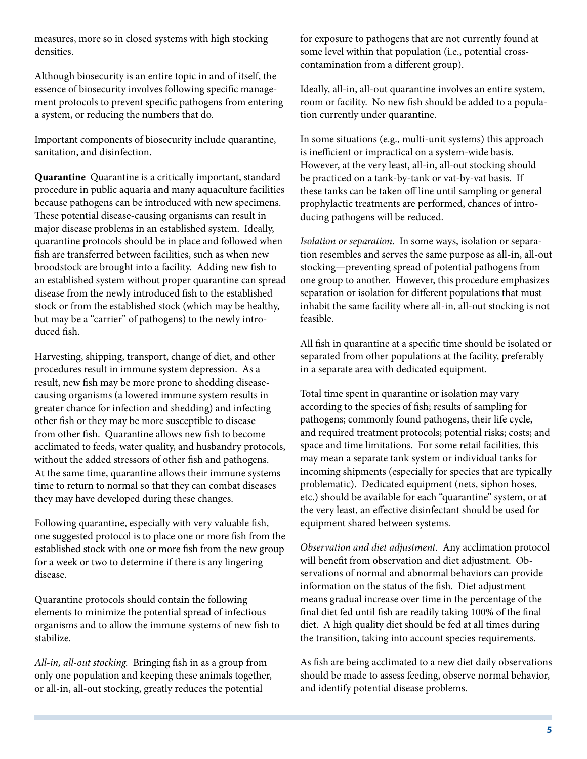measures, more so in closed systems with high stocking densities.

Although biosecurity is an entire topic in and of itself, the essence of biosecurity involves following specific management protocols to prevent specific pathogens from entering a system, or reducing the numbers that do.

Important components of biosecurity include quarantine, sanitation, and disinfection.

**Quarantine** Quarantine is a critically important, standard procedure in public aquaria and many aquaculture facilities because pathogens can be introduced with new specimens. These potential disease-causing organisms can result in major disease problems in an established system. Ideally, quarantine protocols should be in place and followed when fish are transferred between facilities, such as when new broodstock are brought into a facility. Adding new fish to an established system without proper quarantine can spread disease from the newly introduced fish to the established stock or from the established stock (which may be healthy, but may be a "carrier" of pathogens) to the newly introduced fish.

Harvesting, shipping, transport, change of diet, and other procedures result in immune system depression. As a result, new fish may be more prone to shedding disease-causing organisms (a lowered immune system results in greater chance for infection and shedding) and infecting other fish or they may be more susceptible to disease from other fish. Quarantine allows new fish to become acclimated to feeds, water quality, and husbandry protocols, without the added stressors of other fish and pathogens. At the same time, quarantine allows their immune systems time to return to normal so that they can combat diseases they may have developed during these changes.

Following quarantine, especially with very valuable fish, one suggested protocol is to place one or more fish from the established stock with one or more fish from the new group for a week or two to determine if there is any lingering disease.

Quarantine protocols should contain the following elements to minimize the potential spread of infectious organisms and to allow the immune systems of new fish to stabilize.

*All-in, all-out stocking.* Bringing fish in as a group from only one population and keeping these animals together, or all-in, all-out stocking, greatly reduces the potential for exposure to pathogens that are not currently found at some level within that population (i.e., potential cross-contamination from a different group).

Ideally, all-in, all-out quarantine involves an entire system, room or facility. No new fish should be added to a population currently under quarantine.

In some situations (e.g., multi-unit systems) this approach is inefficient or impractical on a system-wide basis. However, at the very least, all-in, all-out stocking should be practiced on a tank-by-tank or vat-by-vat basis. If these tanks can be taken off line until sampling or general prophylactic treatments are performed, chances of introducing pathogens will be reduced.

*Isolation or separation.* In some ways, isolation or separation resembles and serves the same purpose as all-in, all-out stocking—preventing spread of potential pathogens from one group to another. However, this procedure emphasizes separation or isolation for different populations that must inhabit the same facility where all-in, all-out stocking is not feasible.

All fish in quarantine at a specific time should be isolated or separated from other populations at the facility, preferably in a separate area with dedicated equipment.

Total time spent in quarantine or isolation may vary according to the species of fish; results of sampling for pathogens; commonly found pathogens, their life cycle, and required treatment protocols; potential risks; costs; and space and time limitations. For some retail facilities, this may mean a separate tank system or individual tanks for incoming shipments (especially for species that are typically problematic). Dedicated equipment (nets, siphon hoses, etc.) should be available for each "quarantine" system, or at the very least, an effective disinfectant should be used for equipment shared between systems.

*Observation and diet adjustment.* Any acclimation protocol will benefit from observation and diet adjustment. Observations of normal and abnormal behaviors can provide information on the status of the fish. Diet adjustment means gradual increase over time in the percentage of the final diet fed until fish are readily taking 100% of the final diet. A high quality diet should be fed at all times during the transition, taking into account species requirements.

As fish are being acclimated to a new diet daily observations should be made to assess feeding, observe normal behavior, and identify potential disease problems.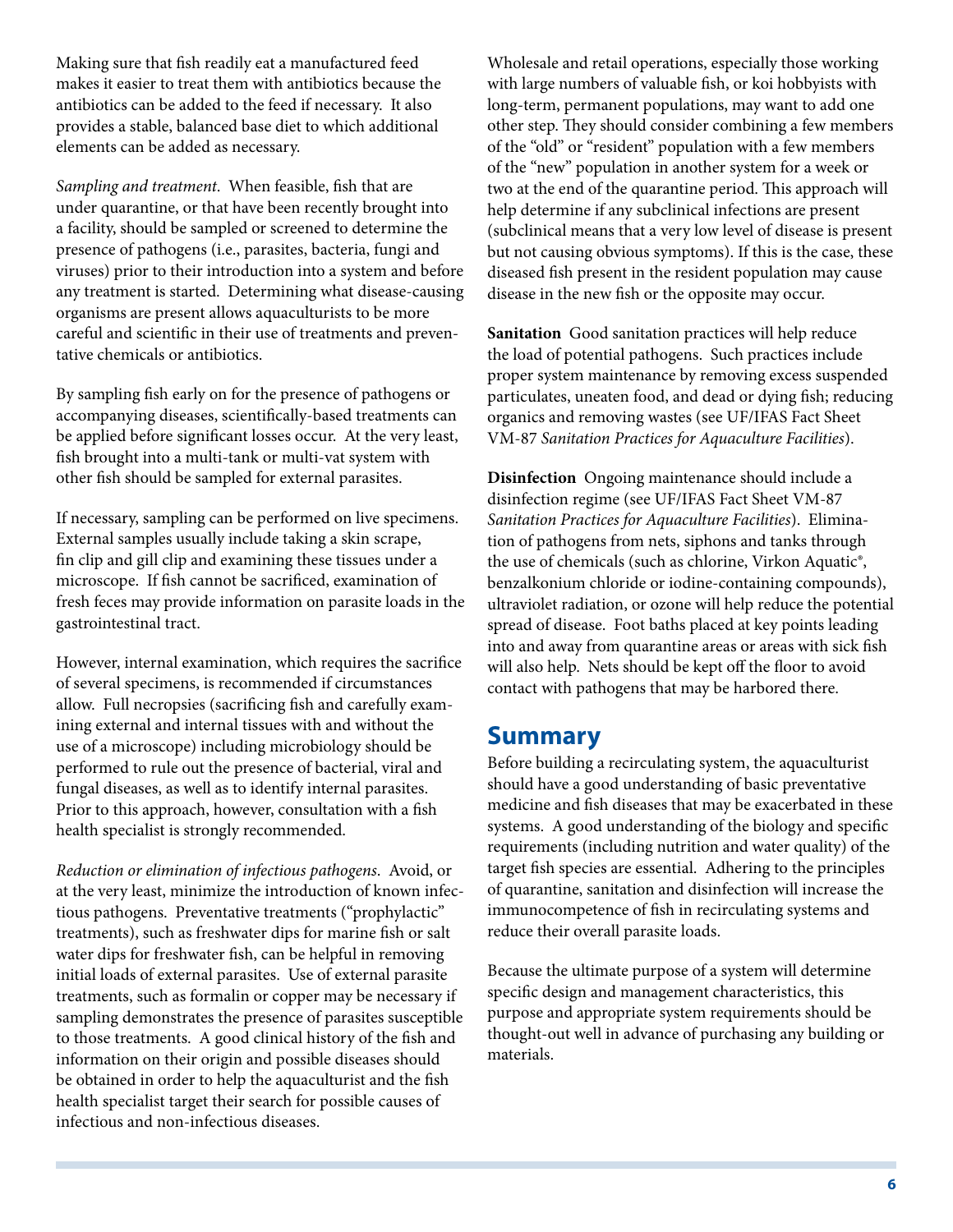Making sure that fish readily eat a manufactured feed makes it easier to treat them with antibiotics because the antibiotics can be added to the feed if necessary. It also provides a stable, balanced base diet to which additional elements can be added as necessary.

*Sampling and treatment*. When feasible, fish that are under quarantine, or that have been recently brought into a facility, should be sampled or screened to determine the presence of pathogens (i.e., parasites, bacteria, fungi and viruses) prior to their introduction into a system and before any treatment is started. Determining what disease-causing organisms are present allows aquaculturists to be more careful and scientific in their use of treatments and preventative chemicals or antibiotics.

By sampling fish early on for the presence of pathogens or accompanying diseases, scientifically-based treatments can be applied before significant losses occur. At the very least, fish brought into a multi-tank or multi-vat system with other fish should be sampled for external parasites.

If necessary, sampling can be performed on live specimens. External samples usually include taking a skin scrape, fin clip and gill clip and examining these tissues under a microscope. If fish cannot be sacrificed, examination of fresh feces may provide information on parasite loads in the gastrointestinal tract.

However, internal examination, which requires the sacrifice of several specimens, is recommended if circumstances allow. Full necropsies (sacrificing fish and carefully examining external and internal tissues with and without the use of a microscope) including microbiology should be performed to rule out the presence of bacterial, viral and fungal diseases, as well as to identify internal parasites. Prior to this approach, however, consultation with a fish health specialist is strongly recommended.

*Reduction or elimination of infectious pathogens*. Avoid, or at the very least, minimize the introduction of known infectious pathogens. Preventative treatments ("prophylactic" treatments), such as freshwater dips for marine fish or salt water dips for freshwater fish, can be helpful in removing initial loads of external parasites. Use of external parasite treatments, such as formalin or copper may be necessary if sampling demonstrates the presence of parasites susceptible to those treatments. A good clinical history of the fish and information on their origin and possible diseases should be obtained in order to help the aquaculturist and the fish health specialist target their search for possible causes of infectious and non-infectious diseases.

Wholesale and retail operations, especially those working with large numbers of valuable fish, or koi hobbyists with long-term, permanent populations, may want to add one other step. They should consider combining a few members of the "old" or "resident" population with a few members of the "new" population in another system for a week or two at the end of the quarantine period. This approach will help determine if any subclinical infections are present (subclinical means that a very low level of disease is present but not causing obvious symptoms). If this is the case, these diseased fish present in the resident population may cause disease in the new fish or the opposite may occur.

**Sanitation** Good sanitation practices will help reduce the load of potential pathogens. Such practices include proper system maintenance by removing excess suspended particulates, uneaten food, and dead or dying fish; reducing organics and removing wastes (see UF/IFAS Fact Sheet VM-87 *Sanitation Practices for Aquaculture Facilities*).

**Disinfection** Ongoing maintenance should include a disinfection regime (see UF/IFAS Fact Sheet VM-87 *Sanitation Practices for Aquaculture Facilities*). Elimination of pathogens from nets, siphons and tanks through the use of chemicals (such as chlorine, Virkon Aquatic®, benzalkonium chloride or iodine-containing compounds), ultraviolet radiation, or ozone will help reduce the potential spread of disease. Foot baths placed at key points leading into and away from quarantine areas or areas with sick fish will also help. Nets should be kept off the floor to avoid contact with pathogens that may be harbored there.

## Summary

Before building a recirculating system, the aquaculturist should have a good understanding of basic preventative medicine and fish diseases that may be exacerbated in these systems. A good understanding of the biology and specific requirements (including nutrition and water quality) of the target fish species are essential. Adhering to the principles of quarantine, sanitation and disinfection will increase the immunocompetence of fish in recirculating systems and reduce their overall parasite loads.

Because the ultimate purpose of a system will determine specific design and management characteristics, this purpose and appropriate system requirements should be thought-out well in advance of purchasing any building or materials.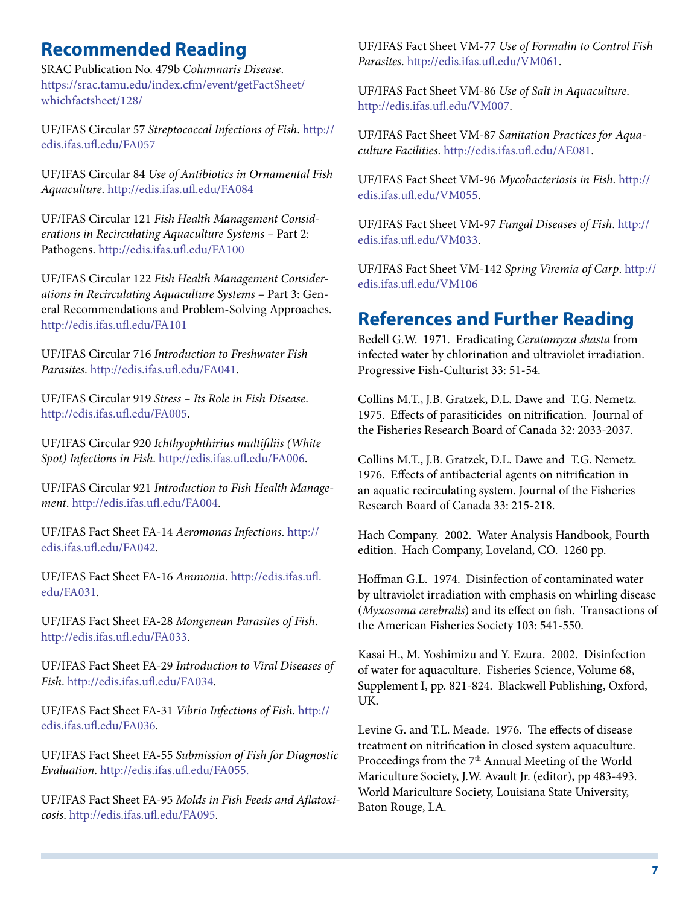## Recommended Reading

SRAC Publication No. 479b *Columnaris Disease*. https://srac.tamu.edu/index.cfm/event/getFactSheet/whichfactsheet/128/

UF/IFAS Circular 57 *Streptococcal Infections of Fish*. http://edis.ifas.ufl.edu/FA057

UF/IFAS Circular 84 *Use of Antibiotics in Ornamental Fish Aquaculture*. http://edis.ifas.ufl.edu/FA084

UF/IFAS Circular 121 *Fish Health Management Considerations in Recirculating Aquaculture Systems* – Part 2: Pathogens. http://edis.ifas.ufl.edu/FA100

UF/IFAS Circular 122 *Fish Health Management Considerations in Recirculating Aquaculture Systems* – Part 3: General Recommendations and Problem-Solving Approaches. http://edis.ifas.ufl.edu/FA101

UF/IFAS Circular 716 *Introduction to Freshwater Fish Parasites*. http://edis.ifas.ufl.edu/FA041.

UF/IFAS Circular 919 *Stress – Its Role in Fish Disease*. http://edis.ifas.ufl.edu/FA005.

UF/IFAS Circular 920 *Ichthyophthirius multifiliis (White Spot) Infections in Fish*. http://edis.ifas.ufl.edu/FA006.

UF/IFAS Circular 921 *Introduction to Fish Health Management*. http://edis.ifas.ufl.edu/FA004.

UF/IFAS Fact Sheet FA-14 *Aeromonas Infections*. http://edis.ifas.ufl.edu/FA042.

UF/IFAS Fact Sheet FA-16 *Ammonia*. http://edis.ifas.ufl.edu/FA031.

UF/IFAS Fact Sheet FA-28 *Mongenean Parasites of Fish*. http://edis.ifas.ufl.edu/FA033.

UF/IFAS Fact Sheet FA-29 *Introduction to Viral Diseases of Fish*. http://edis.ifas.ufl.edu/FA034.

UF/IFAS Fact Sheet FA-31 *Vibrio Infections of Fish*. http://edis.ifas.ufl.edu/FA036.

UF/IFAS Fact Sheet FA-55 *Submission of Fish for Diagnostic Evaluation*. http://edis.ifas.ufl.edu/FA055.

UF/IFAS Fact Sheet FA-95 *Molds in Fish Feeds and Aflatoxicosis*. http://edis.ifas.ufl.edu/FA095.

UF/IFAS Fact Sheet VM-77 *Use of Formalin to Control Fish Parasites*. http://edis.ifas.ufl.edu/VM061.

UF/IFAS Fact Sheet VM-86 *Use of Salt in Aquaculture*. http://edis.ifas.ufl.edu/VM007.

UF/IFAS Fact Sheet VM-87 *Sanitation Practices for Aquaculture Facilities*. http://edis.ifas.ufl.edu/AE081.

UF/IFAS Fact Sheet VM-96 *Mycobacteriosis in Fish*. http://edis.ifas.ufl.edu/VM055.

UF/IFAS Fact Sheet VM-97 *Fungal Diseases of Fish*. http://edis.ifas.ufl.edu/VM033.

UF/IFAS Fact Sheet VM-142 *Spring Viremia of Carp*. http://edis.ifas.ufl.edu/VM106

## References and Further Reading

Bedell G.W. 1971. Eradicating *Ceratomyxa shasta* from infected water by chlorination and ultraviolet irradiation. Progressive Fish-Culturist 33: 51-54.

Collins M.T., J.B. Gratzek, D.L. Dawe and T.G. Nemetz. 1975. Effects of parasiticides on nitrification. Journal of the Fisheries Research Board of Canada 32: 2033-2037.

Collins M.T., J.B. Gratzek, D.L. Dawe and T.G. Nemetz. 1976. Effects of antibacterial agents on nitrification in an aquatic recirculating system. Journal of the Fisheries Research Board of Canada 33: 215-218.

Hach Company. 2002. Water Analysis Handbook, Fourth edition. Hach Company, Loveland, CO. 1260 pp.

Hoffman G.L. 1974. Disinfection of contaminated water by ultraviolet irradiation with emphasis on whirling disease (*Myxosoma cerebralis*) and its effect on fish. Transactions of the American Fisheries Society 103: 541-550.

Kasai H., M. Yoshimizu and Y. Ezura. 2002. Disinfection of water for aquaculture. Fisheries Science, Volume 68, Supplement I, pp. 821-824. Blackwell Publishing, Oxford, UK.

Levine G. and T.L. Meade. 1976. The effects of disease treatment on nitrification in closed system aquaculture. Proceedings from the 7th Annual Meeting of the World Mariculture Society, J.W. Avault Jr. (editor), pp 483-493. World Mariculture Society, Louisiana State University, Baton Rouge, LA.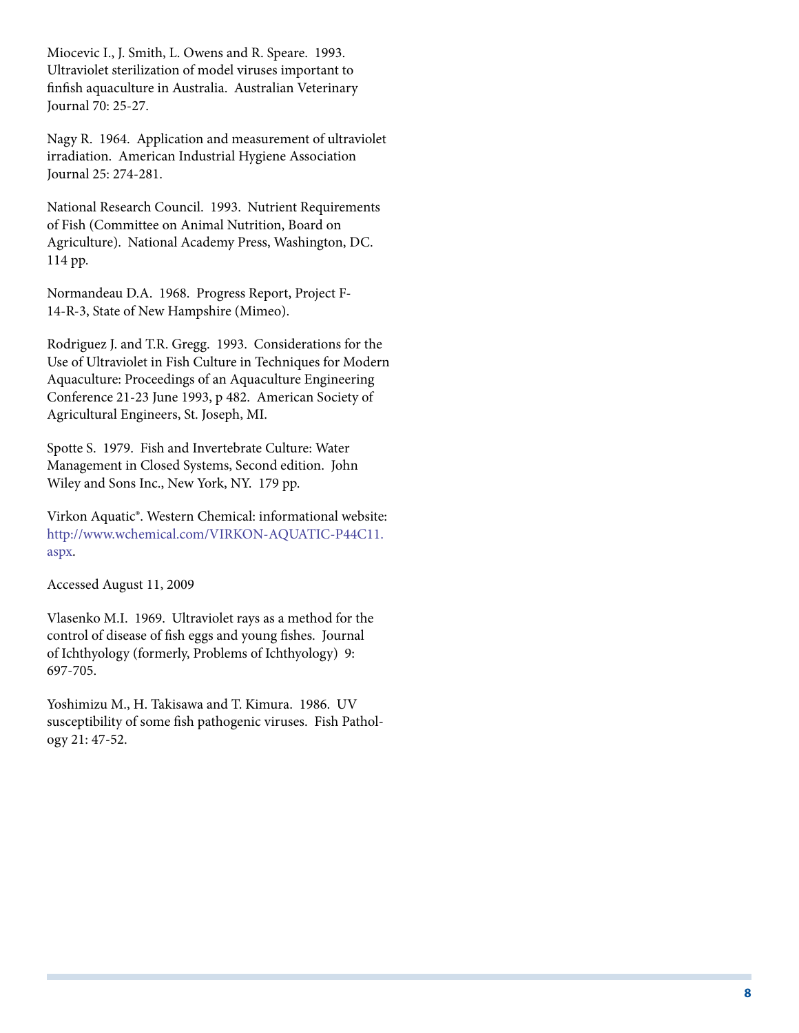Miocevic I., J. Smith, L. Owens and R. Speare. 1993. Ultraviolet sterilization of model viruses important to finfish aquaculture in Australia. Australian Veterinary Journal 70: 25-27.

Nagy R. 1964. Application and measurement of ultraviolet irradiation. American Industrial Hygiene Association Journal 25: 274-281.

National Research Council. 1993. Nutrient Requirements of Fish (Committee on Animal Nutrition, Board on Agriculture). National Academy Press, Washington, DC. 114 pp.

Normandeau D.A. 1968. Progress Report, Project F-14-R-3, State of New Hampshire (Mimeo).

Rodriguez J. and T.R. Gregg. 1993. Considerations for the Use of Ultraviolet in Fish Culture in Techniques for Modern Aquaculture: Proceedings of an Aquaculture Engineering Conference 21-23 June 1993, p 482. American Society of Agricultural Engineers, St. Joseph, MI.

Spotte S. 1979. Fish and Invertebrate Culture: Water Management in Closed Systems, Second edition. John Wiley and Sons Inc., New York, NY. 179 pp.

Virkon Aquatic®. Western Chemical: informational website: http://www.wchemical.com/VIRKON-AQUATIC-P44C11.aspx.

Accessed August 11, 2009

Vlasenko M.I. 1969. Ultraviolet rays as a method for the control of disease of fish eggs and young fishes. Journal of Ichthyology (formerly, Problems of Ichthyology) 9: 697-705.

Yoshimizu M., H. Takisawa and T. Kimura. 1986. UV susceptibility of some fish pathogenic viruses. Fish Pathology 21: 47-52.